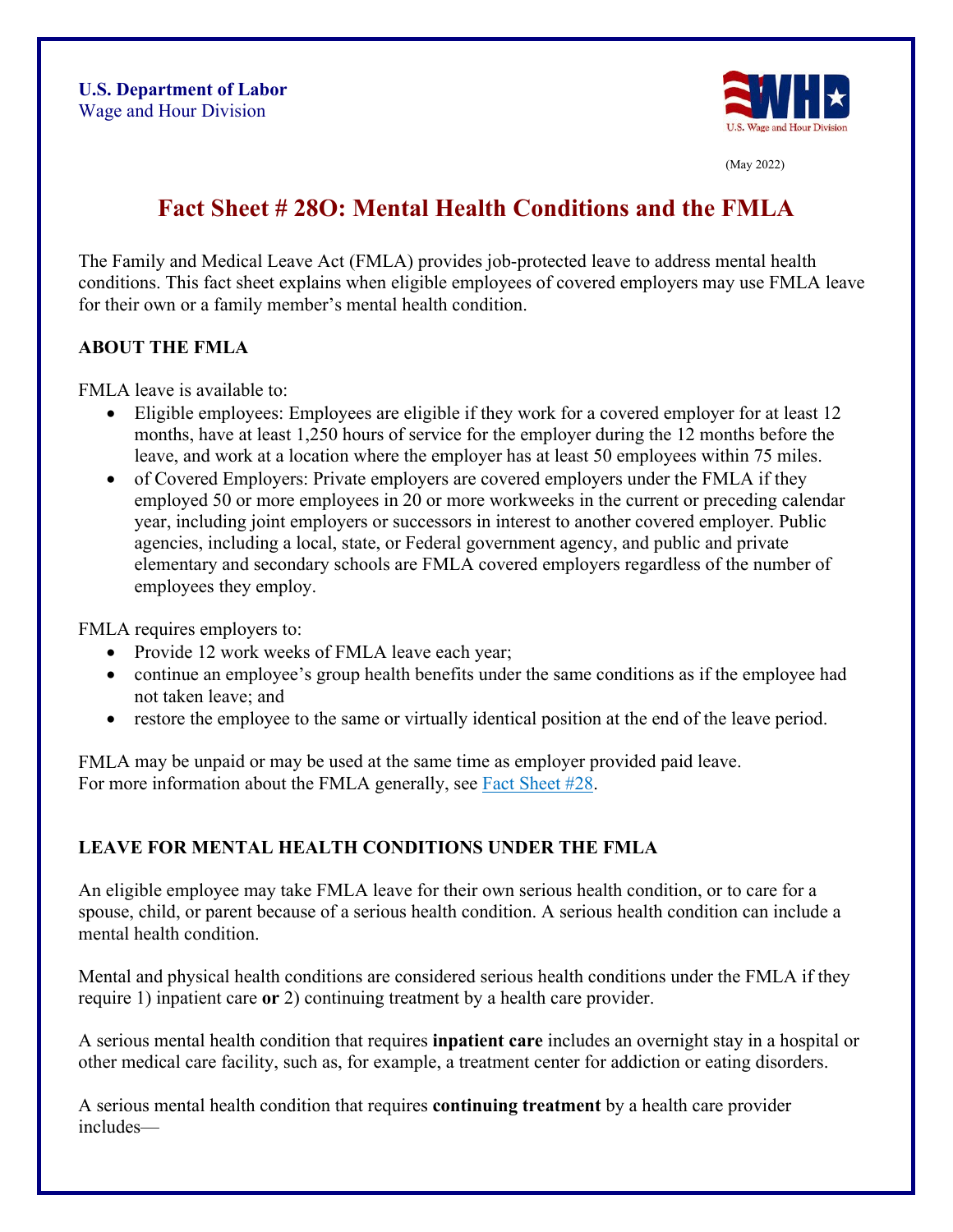**U.S. Department of Labor**
Wage and Hour Division

(May 2022)

# Fact Sheet # 28O: Mental Health Conditions and the FMLA

The Family and Medical Leave Act (FMLA) provides job-protected leave to address mental health conditions. This fact sheet explains when eligible employees of covered employers may use FMLA leave for their own or a family member's mental health condition.

## ABOUT THE FMLA

FMLA leave is available to:

- Eligible employees: Employees are eligible if they work for a covered employer for at least 12 months, have at least 1,250 hours of service for the employer during the 12 months before the leave, and work at a location where the employer has at least 50 employees within 75 miles.
- of Covered Employers: Private employers are covered employers under the FMLA if they employed 50 or more employees in 20 or more workweeks in the current or preceding calendar year, including joint employers or successors in interest to another covered employer. Public agencies, including a local, state, or Federal government agency, and public and private elementary and secondary schools are FMLA covered employers regardless of the number of employees they employ.

FMLA requires employers to:

- Provide 12 work weeks of FMLA leave each year;
- continue an employee's group health benefits under the same conditions as if the employee had not taken leave; and
- restore the employee to the same or virtually identical position at the end of the leave period.

FMLA may be unpaid or may be used at the same time as employer provided paid leave.
For more information about the FMLA generally, see [Fact Sheet #28](Fact Sheet #28).

## LEAVE FOR MENTAL HEALTH CONDITIONS UNDER THE FMLA

An eligible employee may take FMLA leave for their own serious health condition, or to care for a spouse, child, or parent because of a serious health condition. A serious health condition can include a mental health condition.

Mental and physical health conditions are considered serious health conditions under the FMLA if they require 1) inpatient care **or** 2) continuing treatment by a health care provider.

A serious mental health condition that requires **inpatient care** includes an overnight stay in a hospital or other medical care facility, such as, for example, a treatment center for addiction or eating disorders.

A serious mental health condition that requires **continuing treatment** by a health care provider includes—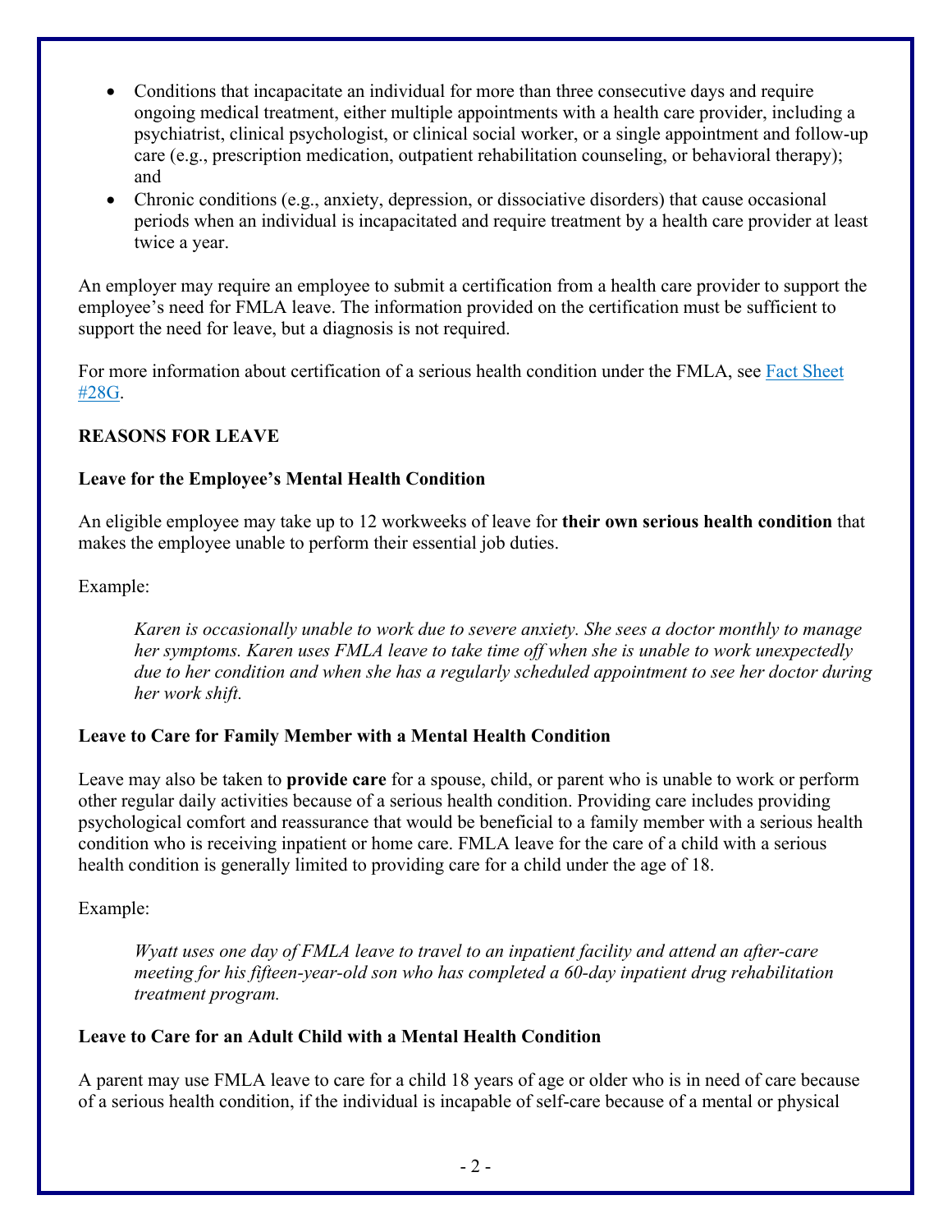- Conditions that incapacitate an individual for more than three consecutive days and require ongoing medical treatment, either multiple appointments with a health care provider, including a psychiatrist, clinical psychologist, or clinical social worker, or a single appointment and follow-up care (e.g., prescription medication, outpatient rehabilitation counseling, or behavioral therapy); and
- Chronic conditions (e.g., anxiety, depression, or dissociative disorders) that cause occasional periods when an individual is incapacitated and require treatment by a health care provider at least twice a year.

An employer may require an employee to submit a certification from a health care provider to support the employee's need for FMLA leave. The information provided on the certification must be sufficient to support the need for leave, but a diagnosis is not required.

For more information about certification of a serious health condition under the FMLA, see [Fact Sheet #28G](#).

## REASONS FOR LEAVE

### Leave for the Employee's Mental Health Condition

An eligible employee may take up to 12 workweeks of leave for **their own serious health condition** that makes the employee unable to perform their essential job duties.

Example:

> *Karen is occasionally unable to work due to severe anxiety. She sees a doctor monthly to manage her symptoms. Karen uses FMLA leave to take time off when she is unable to work unexpectedly due to her condition and when she has a regularly scheduled appointment to see her doctor during her work shift.*

### Leave to Care for Family Member with a Mental Health Condition

Leave may also be taken to **provide care** for a spouse, child, or parent who is unable to work or perform other regular daily activities because of a serious health condition. Providing care includes providing psychological comfort and reassurance that would be beneficial to a family member with a serious health condition who is receiving inpatient or home care. FMLA leave for the care of a child with a serious health condition is generally limited to providing care for a child under the age of 18.

Example:

> *Wyatt uses one day of FMLA leave to travel to an inpatient facility and attend an after-care meeting for his fifteen-year-old son who has completed a 60-day inpatient drug rehabilitation treatment program.*

### Leave to Care for an Adult Child with a Mental Health Condition

A parent may use FMLA leave to care for a child 18 years of age or older who is in need of care because of a serious health condition, if the individual is incapable of self-care because of a mental or physical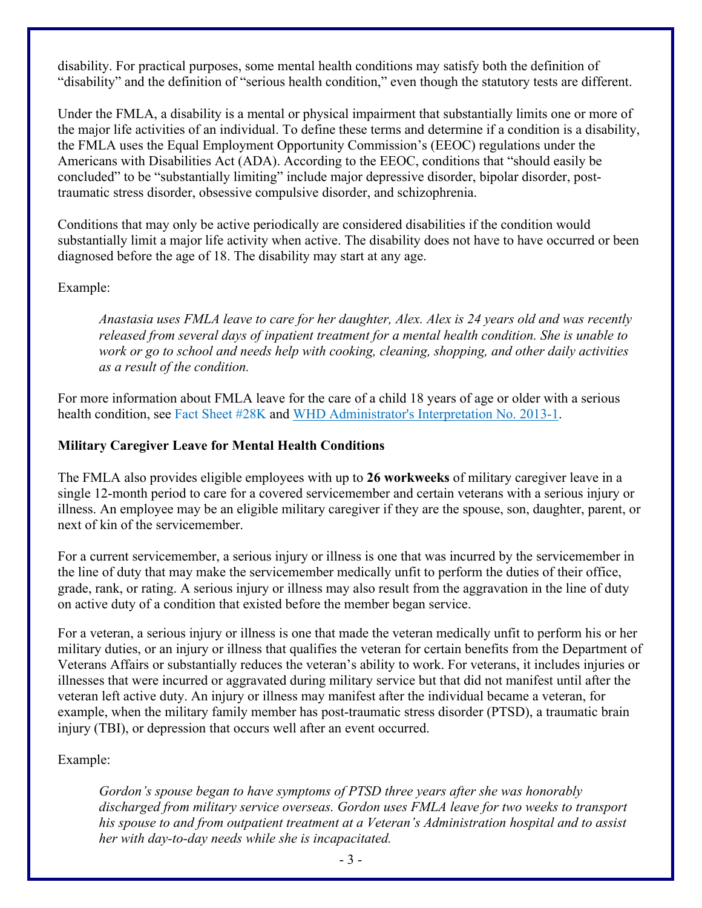disability. For practical purposes, some mental health conditions may satisfy both the definition of "disability" and the definition of "serious health condition," even though the statutory tests are different.

Under the FMLA, a disability is a mental or physical impairment that substantially limits one or more of the major life activities of an individual. To define these terms and determine if a condition is a disability, the FMLA uses the Equal Employment Opportunity Commission's (EEOC) regulations under the Americans with Disabilities Act (ADA). According to the EEOC, conditions that "should easily be concluded" to be "substantially limiting" include major depressive disorder, bipolar disorder, post-traumatic stress disorder, obsessive compulsive disorder, and schizophrenia.

Conditions that may only be active periodically are considered disabilities if the condition would substantially limit a major life activity when active. The disability does not have to have occurred or been diagnosed before the age of 18. The disability may start at any age.

Example:

> *Anastasia uses FMLA leave to care for her daughter, Alex. Alex is 24 years old and was recently released from several days of inpatient treatment for a mental health condition. She is unable to work or go to school and needs help with cooking, cleaning, shopping, and other daily activities as a result of the condition.*

For more information about FMLA leave for the care of a child 18 years of age or older with a serious health condition, see Fact Sheet #28K and WHD Administrator's Interpretation No. 2013-1.

### Military Caregiver Leave for Mental Health Conditions

The FMLA also provides eligible employees with up to **26 workweeks** of military caregiver leave in a single 12-month period to care for a covered servicemember and certain veterans with a serious injury or illness. An employee may be an eligible military caregiver if they are the spouse, son, daughter, parent, or next of kin of the servicemember.

For a current servicemember, a serious injury or illness is one that was incurred by the servicemember in the line of duty that may make the servicemember medically unfit to perform the duties of their office, grade, rank, or rating. A serious injury or illness may also result from the aggravation in the line of duty on active duty of a condition that existed before the member began service.

For a veteran, a serious injury or illness is one that made the veteran medically unfit to perform his or her military duties, or an injury or illness that qualifies the veteran for certain benefits from the Department of Veterans Affairs or substantially reduces the veteran's ability to work. For veterans, it includes injuries or illnesses that were incurred or aggravated during military service but that did not manifest until after the veteran left active duty. An injury or illness may manifest after the individual became a veteran, for example, when the military family member has post-traumatic stress disorder (PTSD), a traumatic brain injury (TBI), or depression that occurs well after an event occurred.

Example:

> *Gordon's spouse began to have symptoms of PTSD three years after she was honorably discharged from military service overseas. Gordon uses FMLA leave for two weeks to transport his spouse to and from outpatient treatment at a Veteran's Administration hospital and to assist her with day-to-day needs while she is incapacitated.*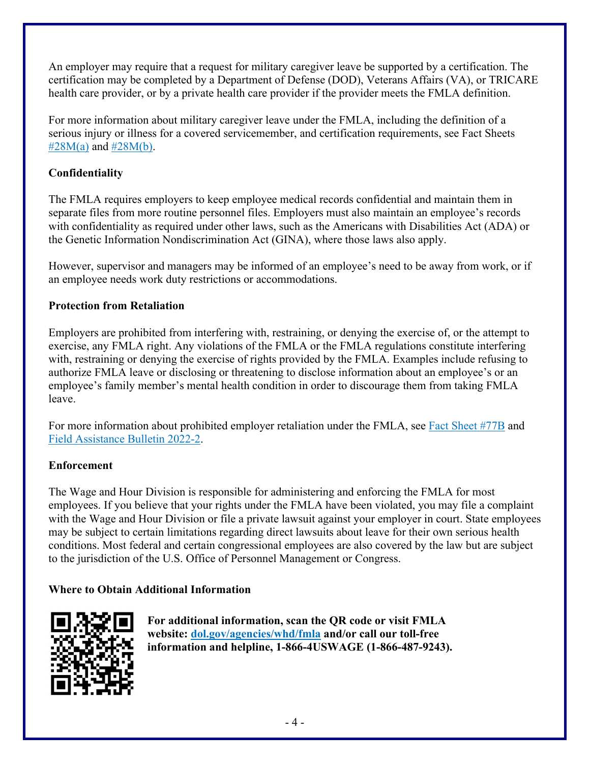An employer may require that a request for military caregiver leave be supported by a certification. The certification may be completed by a Department of Defense (DOD), Veterans Affairs (VA), or TRICARE health care provider, or by a private health care provider if the provider meets the FMLA definition.

For more information about military caregiver leave under the FMLA, including the definition of a serious injury or illness for a covered servicemember, and certification requirements, see Fact Sheets #28M(a) and #28M(b).

**Confidentiality**

The FMLA requires employers to keep employee medical records confidential and maintain them in separate files from more routine personnel files. Employers must also maintain an employee's records with confidentiality as required under other laws, such as the Americans with Disabilities Act (ADA) or the Genetic Information Nondiscrimination Act (GINA), where those laws also apply.

However, supervisor and managers may be informed of an employee's need to be away from work, or if an employee needs work duty restrictions or accommodations.

**Protection from Retaliation**

Employers are prohibited from interfering with, restraining, or denying the exercise of, or the attempt to exercise, any FMLA right. Any violations of the FMLA or the FMLA regulations constitute interfering with, restraining or denying the exercise of rights provided by the FMLA. Examples include refusing to authorize FMLA leave or disclosing or threatening to disclose information about an employee's or an employee's family member's mental health condition in order to discourage them from taking FMLA leave.

For more information about prohibited employer retaliation under the FMLA, see Fact Sheet #77B and Field Assistance Bulletin 2022-2.

**Enforcement**

The Wage and Hour Division is responsible for administering and enforcing the FMLA for most employees. If you believe that your rights under the FMLA have been violated, you may file a complaint with the Wage and Hour Division or file a private lawsuit against your employer in court. State employees may be subject to certain limitations regarding direct lawsuits about leave for their own serious health conditions. Most federal and certain congressional employees are also covered by the law but are subject to the jurisdiction of the U.S. Office of Personnel Management or Congress.

**Where to Obtain Additional Information**

**For additional information, scan the QR code or visit FMLA website: dol.gov/agencies/whd/fmla and/or call our toll-free information and helpline, 1-866-4USWAGE (1-866-487-9243).**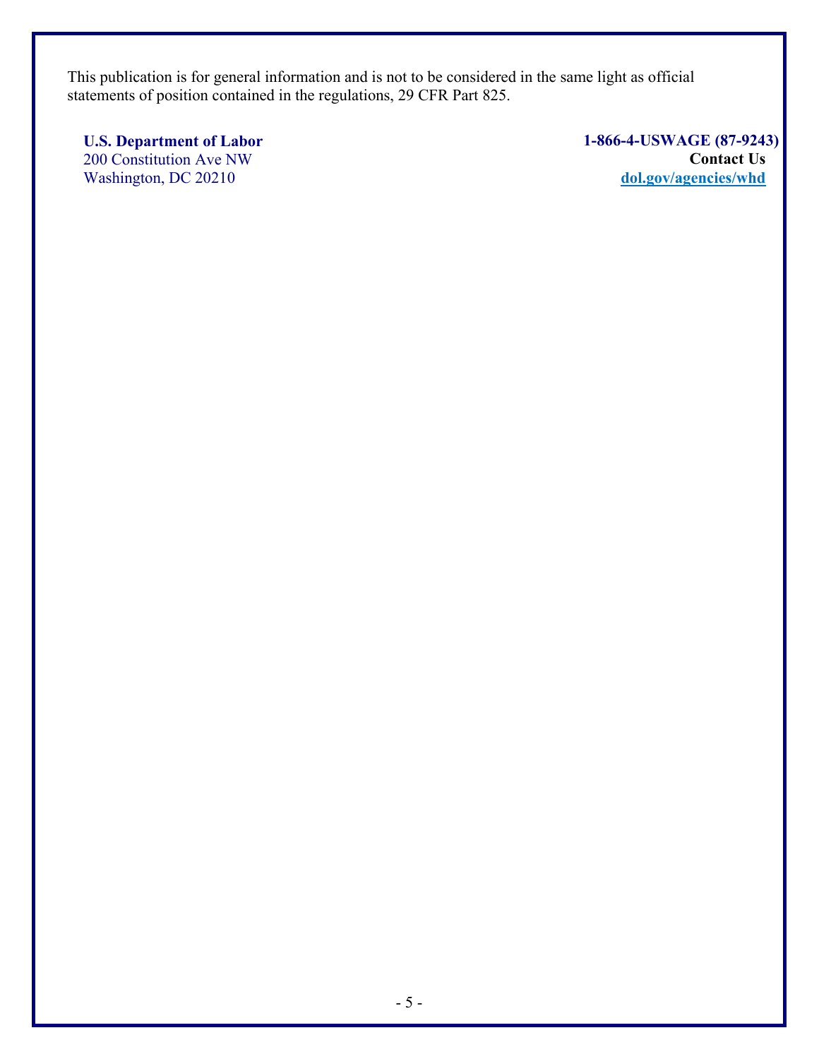This publication is for general information and is not to be considered in the same light as official statements of position contained in the regulations, 29 CFR Part 825.

**U.S. Department of Labor**
200 Constitution Ave NW
Washington, DC 20210

**1-866-4-USWAGE (87-9243)**
**Contact Us**
**dol.gov/agencies/whd**